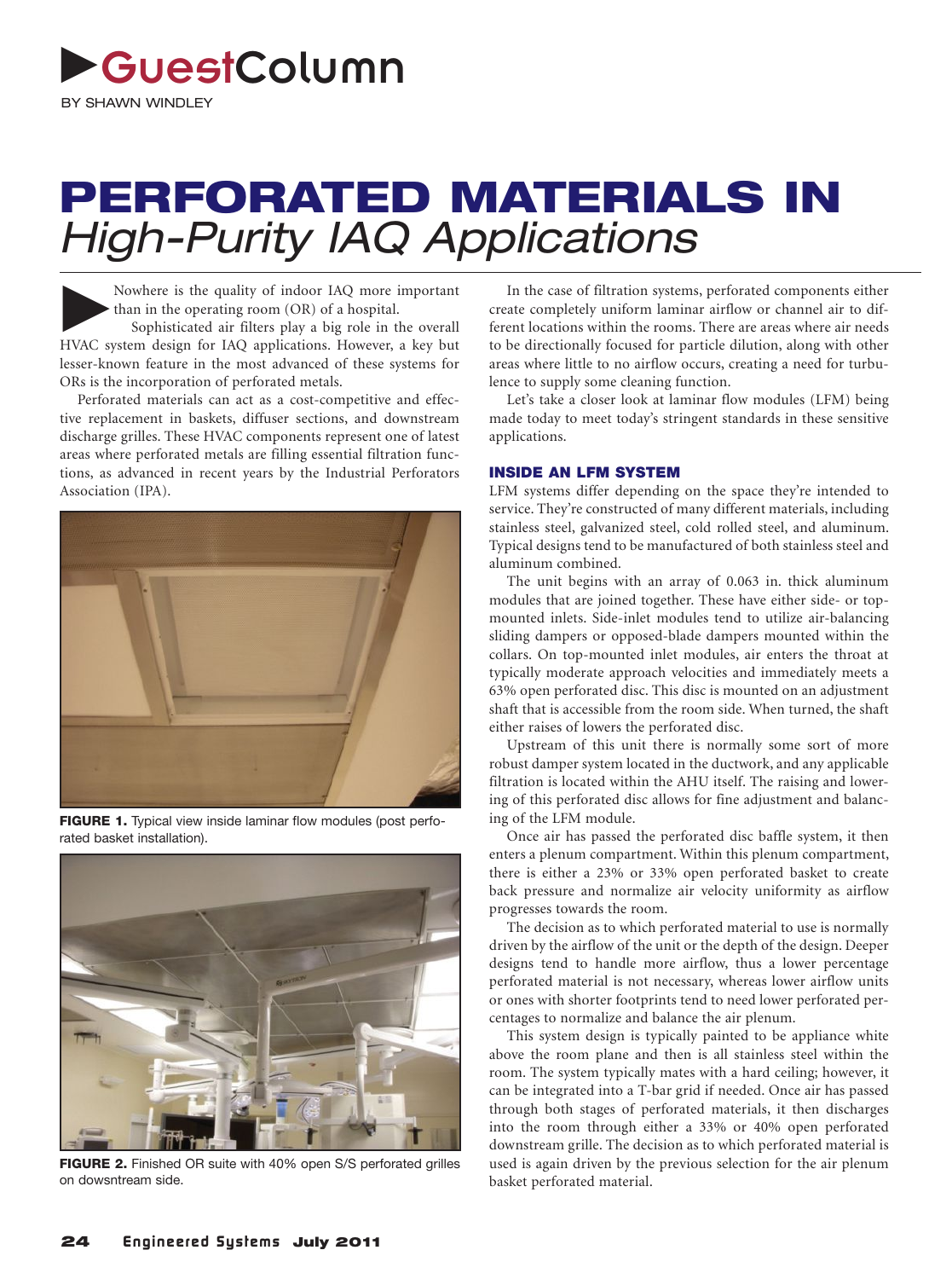# ▶GuestColumn

BY SHAWN WINDLEY

# PERFORATED MATERIALS IN *High-Purity IAQ Applications*

Nowhere is the quality of indoor IAQ more important than in the operating room (OR) of a hospital.

Sophisticated air filters play a big role in the overall HVAC system design for IAQ applications. However, a key but lesser-known feature in the most advanced of these systems for ORs is the incorporation of perforated metals.

Perforated materials can act as a cost-competitive and effective replacement in baskets, diffuser sections, and downstream discharge grilles. These HVAC components represent one of latest areas where perforated metals are filling essential filtration functions, as advanced in recent years by the Industrial Perforators Association (IPA).

**FIGURE 1.** Typical view inside laminar flow modules (post perforated basket installation).

**FIGURE 2.** Finished OR suite with 40% open S/S perforated grilles on dowsntream side.

In the case of filtration systems, perforated components either create completely uniform laminar airflow or channel air to different locations within the rooms. There are areas where air needs to be directionally focused for particle dilution, along with other areas where little to no airflow occurs, creating a need for turbulence to supply some cleaning function.

Let's take a closer look at laminar flow modules (LFM) being made today to meet today's stringent standards in these sensitive applications.

## INSIDE AN LFM SYSTEM

LFM systems differ depending on the space they're intended to service. They're constructed of many different materials, including stainless steel, galvanized steel, cold rolled steel, and aluminum. Typical designs tend to be manufactured of both stainless steel and aluminum combined.

The unit begins with an array of 0.063 in. thick aluminum modules that are joined together. These have either side- or top-mounted inlets. Side-inlet modules tend to utilize air-balancing sliding dampers or opposed-blade dampers mounted within the collars. On top-mounted inlet modules, air enters the throat at typically moderate approach velocities and immediately meets a 63% open perforated disc. This disc is mounted on an adjustment shaft that is accessible from the room side. When turned, the shaft either raises of lowers the perforated disc.

Upstream of this unit there is normally some sort of more robust damper system located in the ductwork, and any applicable filtration is located within the AHU itself. The raising and lowering of this perforated disc allows for fine adjustment and balancing of the LFM module.

Once air has passed the perforated disc baffle system, it then enters a plenum compartment. Within this plenum compartment, there is either a 23% or 33% open perforated basket to create back pressure and normalize air velocity uniformity as airflow progresses towards the room.

The decision as to which perforated material to use is normally driven by the airflow of the unit or the depth of the design. Deeper designs tend to handle more airflow, thus a lower percentage perforated material is not necessary, whereas lower airflow units or ones with shorter footprints tend to need lower perforated percentages to normalize and balance the air plenum.

This system design is typically painted to be appliance white above the room plane and then is all stainless steel within the room. The system typically mates with a hard ceiling; however, it can be integrated into a T-bar grid if needed. Once air has passed through both stages of perforated materials, it then discharges into the room through either a 33% or 40% open perforated downstream grille. The decision as to which perforated material is used is again driven by the previous selection for the air plenum basket perforated material.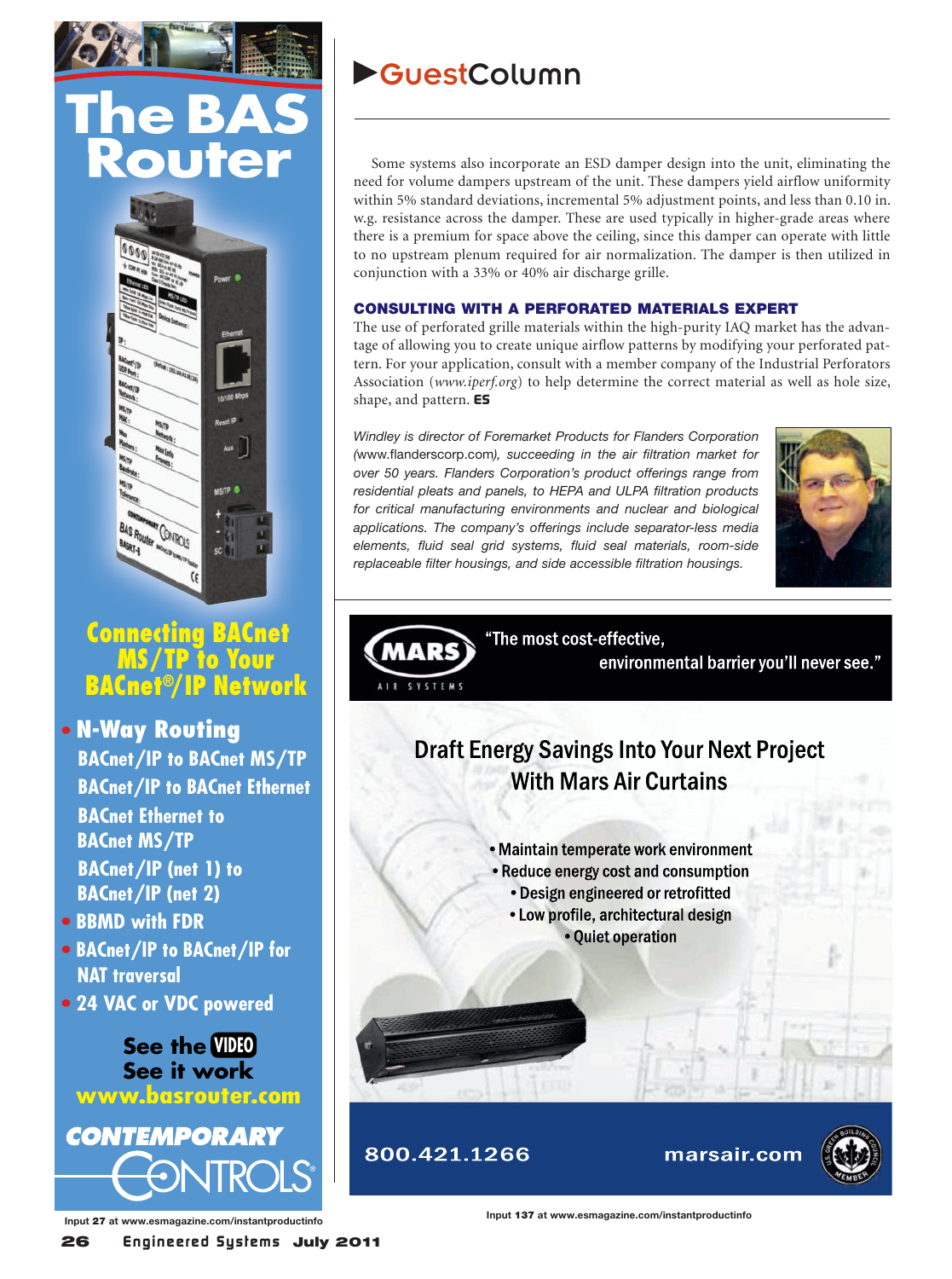# ▶GuestColumn

Some systems also incorporate an ESD damper design into the unit, eliminating the need for volume dampers upstream of the unit. These dampers yield airflow uniformity within 5% standard deviations, incremental 5% adjustment points, and less than 0.10 in. w.g. resistance across the damper. These are used typically in higher-grade areas where there is a premium for space above the ceiling, since this damper can operate with little to no upstream plenum required for air normalization. The damper is then utilized in conjunction with a 33% or 40% air discharge grille.

## CONSULTING WITH A PERFORATED MATERIALS EXPERT

The use of perforated grille materials within the high-purity IAQ market has the advantage of allowing you to create unique airflow patterns by modifying your perforated pattern. For your application, consult with a member company of the Industrial Perforators Association (*www.iperf.org*) to help determine the correct material as well as hole size, shape, and pattern. **ES**

*Windley is director of Foremarket Products for Flanders Corporation (www.flanderscorp.com), succeeding in the air filtration market for over 50 years. Flanders Corporation's product offerings range from residential pleats and panels, to HEPA and ULPA filtration products for critical manufacturing environments and nuclear and biological applications. The company's offerings include separator-less media elements, fluid seal grid systems, fluid seal materials, room-side replaceable filter housings, and side accessible filtration housings.*

---

# The BAS Router

**Connecting BACnet MS/TP to Your BACnet®/IP Network**

- **N-Way Routing**
  - BACnet/IP to BACnet MS/TP
  - BACnet/IP to BACnet Ethernet
  - BACnet Ethernet to BACnet MS/TP
  - BACnet/IP (net 1) to BACnet/IP (net 2)
- **BBMD with FDR**
- **BACnet/IP to BACnet/IP for NAT traversal**
- **24 VAC or VDC powered**

See the VIDEO
See it work
www.basrouter.com

CONTEMPORARY CONTROLS

Input **27** at www.esmagazine.com/instantproductinfo

---

MARS AIR SYSTEMS

"The most cost-effective, environmental barrier you'll never see."

## Draft Energy Savings Into Your Next Project With Mars Air Curtains

- Maintain temperate work environment
- Reduce energy cost and consumption
- Design engineered or retrofitted
- Low profile, architectural design
- Quiet operation

800.421.1266 marsair.com

Input **137** at www.esmagazine.com/instantproductinfo